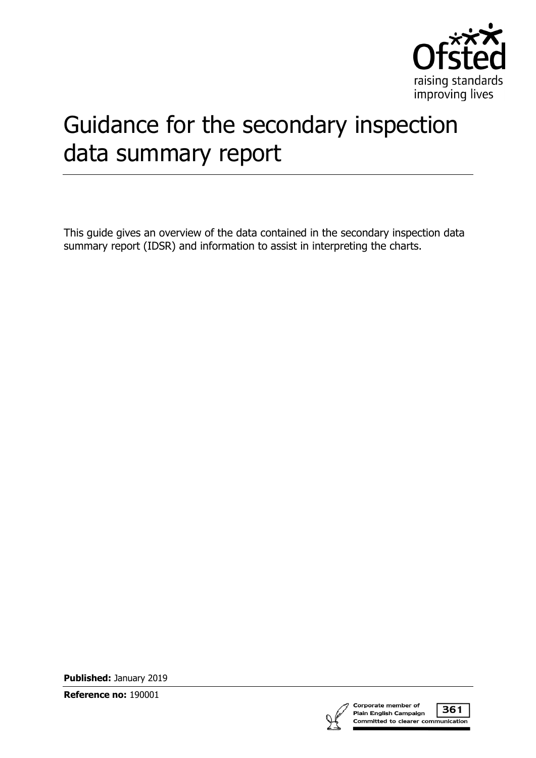# Guidance for the secondary inspection data summary report

This guide gives an overview of the data contained in the secondary inspection data summary report (IDSR) and information to assist in interpreting the charts.

**Published:** January 2019

**Reference no:** 190001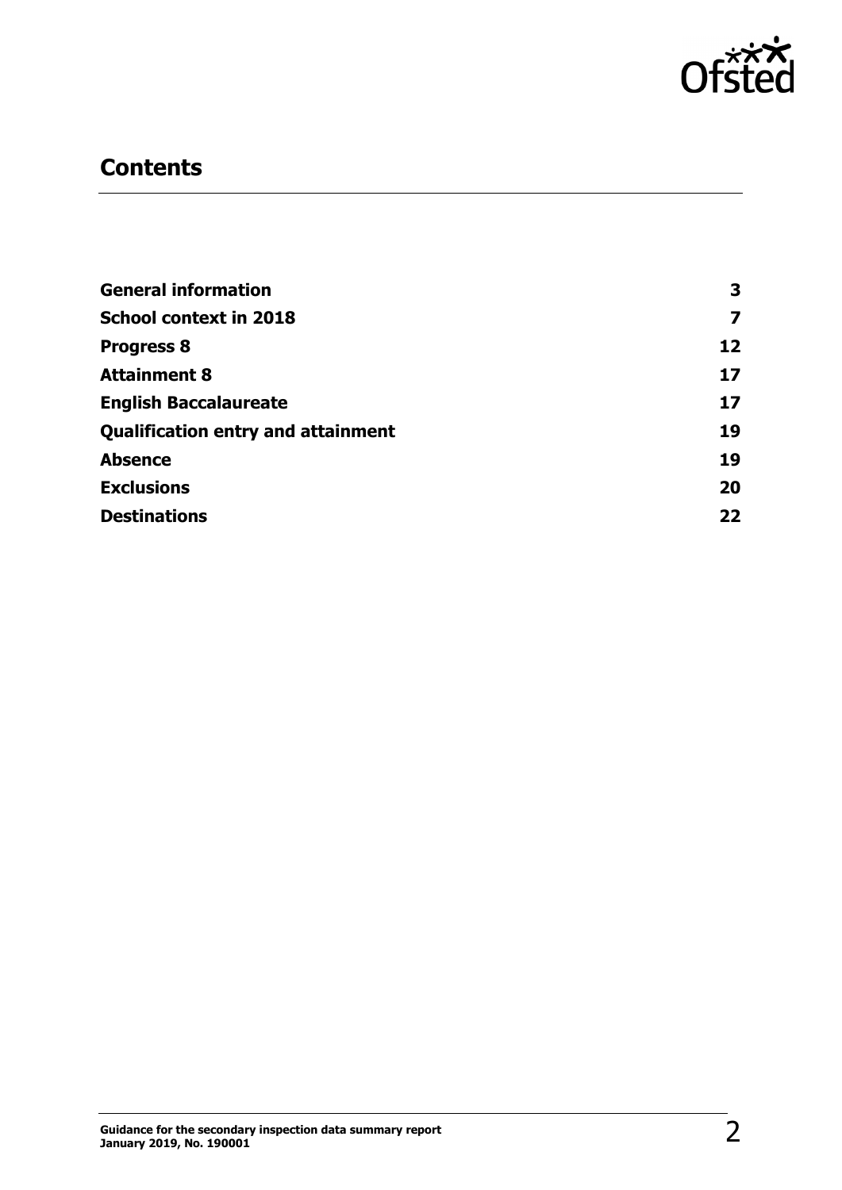## Contents

| | |
|---|---|
| **General information** | **3** |
| **School context in 2018** | **7** |
| **Progress 8** | **12** |
| **Attainment 8** | **17** |
| **English Baccalaureate** | **17** |
| **Qualification entry and attainment** | **19** |
| **Absence** | **19** |
| **Exclusions** | **20** |
| **Destinations** | **22** |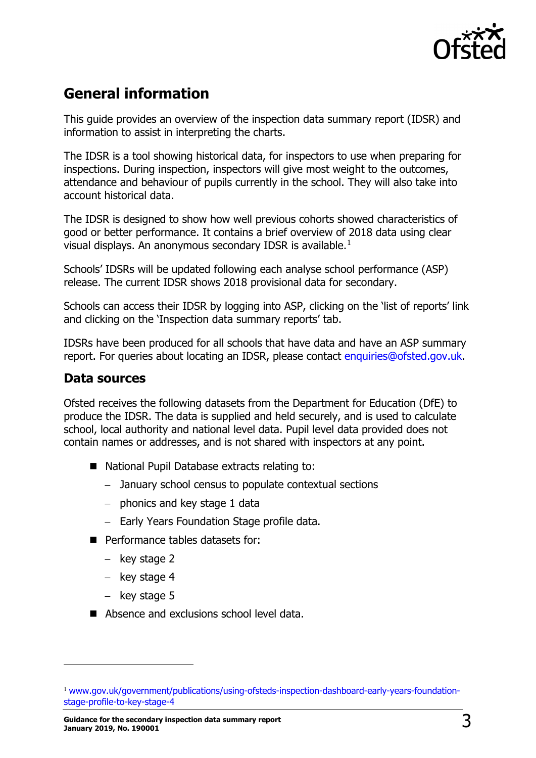## General information

This guide provides an overview of the inspection data summary report (IDSR) and information to assist in interpreting the charts.

The IDSR is a tool showing historical data, for inspectors to use when preparing for inspections. During inspection, inspectors will give most weight to the outcomes, attendance and behaviour of pupils currently in the school. They will also take into account historical data.

The IDSR is designed to show how well previous cohorts showed characteristics of good or better performance. It contains a brief overview of 2018 data using clear visual displays. An anonymous secondary IDSR is available.[1]

Schools' IDSRs will be updated following each analyse school performance (ASP) release. The current IDSR shows 2018 provisional data for secondary.

Schools can access their IDSR by logging into ASP, clicking on the 'list of reports' link and clicking on the 'Inspection data summary reports' tab.

IDSRs have been produced for all schools that have data and have an ASP summary report. For queries about locating an IDSR, please contact enquiries@ofsted.gov.uk.

### Data sources

Ofsted receives the following datasets from the Department for Education (DfE) to produce the IDSR. The data is supplied and held securely, and is used to calculate school, local authority and national level data. Pupil level data provided does not contain names or addresses, and is not shared with inspectors at any point.

- National Pupil Database extracts relating to:
  - January school census to populate contextual sections
  - phonics and key stage 1 data
  - Early Years Foundation Stage profile data.
- Performance tables datasets for:
  - key stage 2
  - key stage 4
  - key stage 5
- Absence and exclusions school level data.

[1] www.gov.uk/government/publications/using-ofsteds-inspection-dashboard-early-years-foundation-stage-profile-to-key-stage-4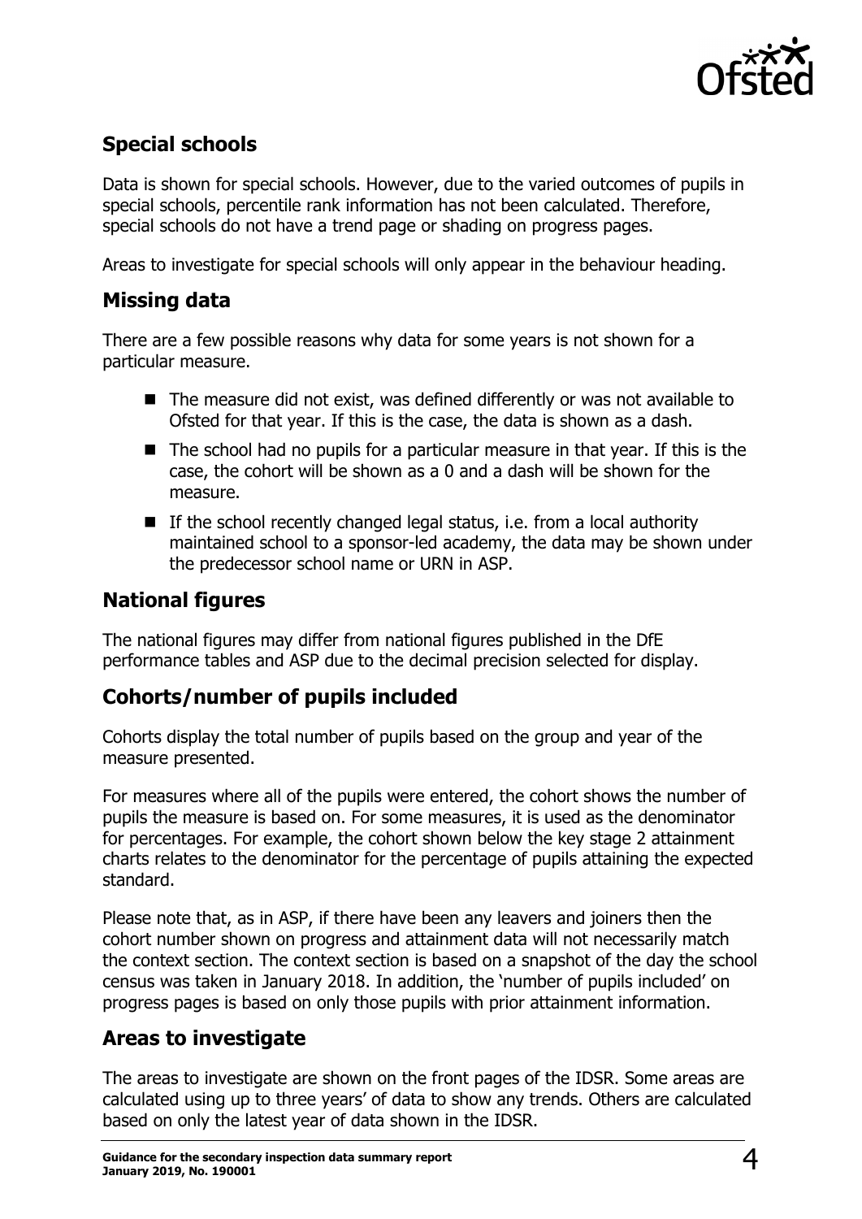## Special schools

Data is shown for special schools. However, due to the varied outcomes of pupils in special schools, percentile rank information has not been calculated. Therefore, special schools do not have a trend page or shading on progress pages.

Areas to investigate for special schools will only appear in the behaviour heading.

## Missing data

There are a few possible reasons why data for some years is not shown for a particular measure.

- The measure did not exist, was defined differently or was not available to Ofsted for that year. If this is the case, the data is shown as a dash.
- The school had no pupils for a particular measure in that year. If this is the case, the cohort will be shown as a 0 and a dash will be shown for the measure.
- If the school recently changed legal status, i.e. from a local authority maintained school to a sponsor-led academy, the data may be shown under the predecessor school name or URN in ASP.

## National figures

The national figures may differ from national figures published in the DfE performance tables and ASP due to the decimal precision selected for display.

## Cohorts/number of pupils included

Cohorts display the total number of pupils based on the group and year of the measure presented.

For measures where all of the pupils were entered, the cohort shows the number of pupils the measure is based on. For some measures, it is used as the denominator for percentages. For example, the cohort shown below the key stage 2 attainment charts relates to the denominator for the percentage of pupils attaining the expected standard.

Please note that, as in ASP, if there have been any leavers and joiners then the cohort number shown on progress and attainment data will not necessarily match the context section. The context section is based on a snapshot of the day the school census was taken in January 2018. In addition, the 'number of pupils included' on progress pages is based on only those pupils with prior attainment information.

## Areas to investigate

The areas to investigate are shown on the front pages of the IDSR. Some areas are calculated using up to three years' of data to show any trends. Others are calculated based on only the latest year of data shown in the IDSR.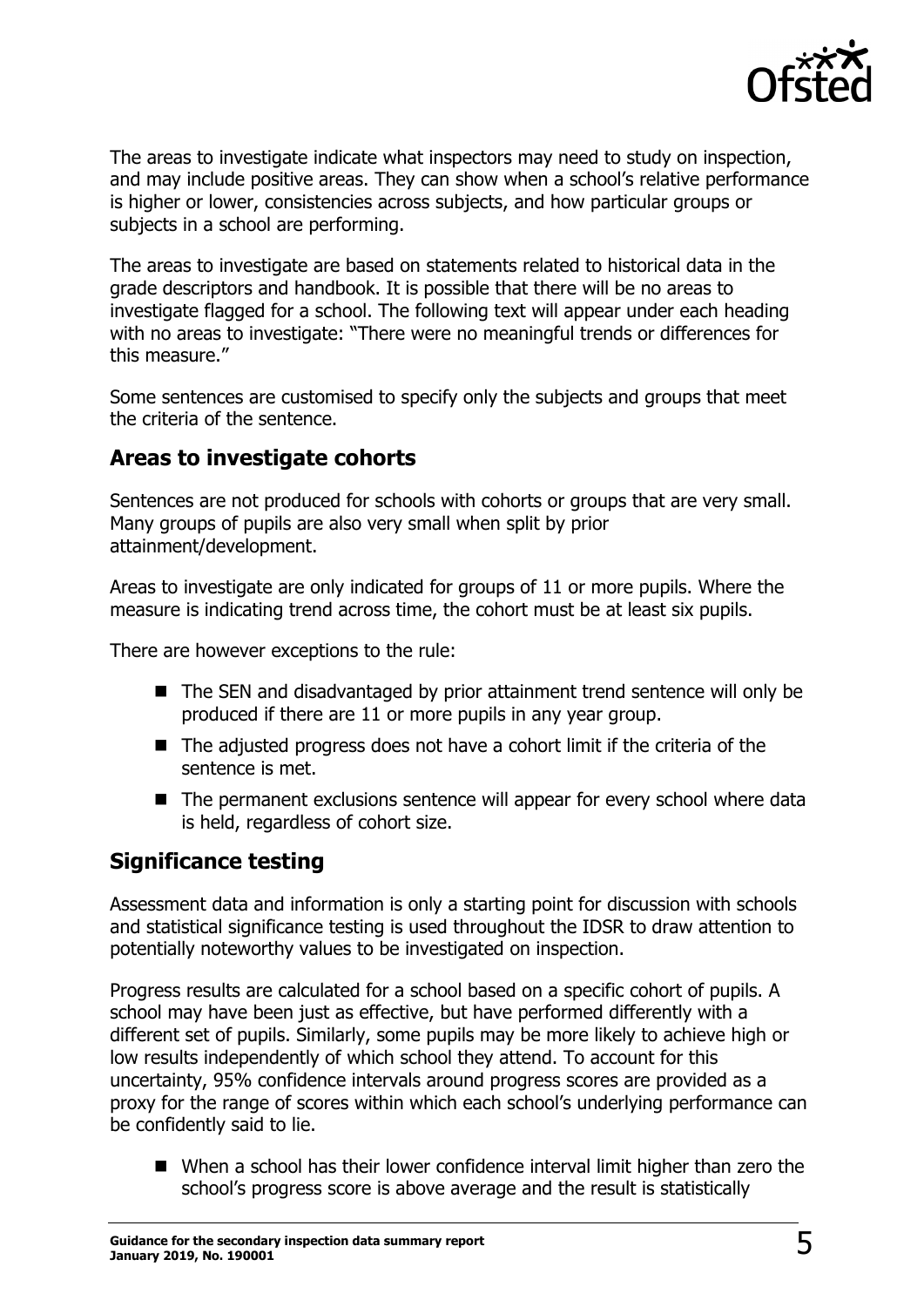The areas to investigate indicate what inspectors may need to study on inspection, and may include positive areas. They can show when a school's relative performance is higher or lower, consistencies across subjects, and how particular groups or subjects in a school are performing.

The areas to investigate are based on statements related to historical data in the grade descriptors and handbook. It is possible that there will be no areas to investigate flagged for a school. The following text will appear under each heading with no areas to investigate: "There were no meaningful trends or differences for this measure."

Some sentences are customised to specify only the subjects and groups that meet the criteria of the sentence.

## Areas to investigate cohorts

Sentences are not produced for schools with cohorts or groups that are very small. Many groups of pupils are also very small when split by prior attainment/development.

Areas to investigate are only indicated for groups of 11 or more pupils. Where the measure is indicating trend across time, the cohort must be at least six pupils.

There are however exceptions to the rule:

- The SEN and disadvantaged by prior attainment trend sentence will only be produced if there are 11 or more pupils in any year group.
- The adjusted progress does not have a cohort limit if the criteria of the sentence is met.
- The permanent exclusions sentence will appear for every school where data is held, regardless of cohort size.

## Significance testing

Assessment data and information is only a starting point for discussion with schools and statistical significance testing is used throughout the IDSR to draw attention to potentially noteworthy values to be investigated on inspection.

Progress results are calculated for a school based on a specific cohort of pupils. A school may have been just as effective, but have performed differently with a different set of pupils. Similarly, some pupils may be more likely to achieve high or low results independently of which school they attend. To account for this uncertainty, 95% confidence intervals around progress scores are provided as a proxy for the range of scores within which each school's underlying performance can be confidently said to lie.

- When a school has their lower confidence interval limit higher than zero the school's progress score is above average and the result is statistically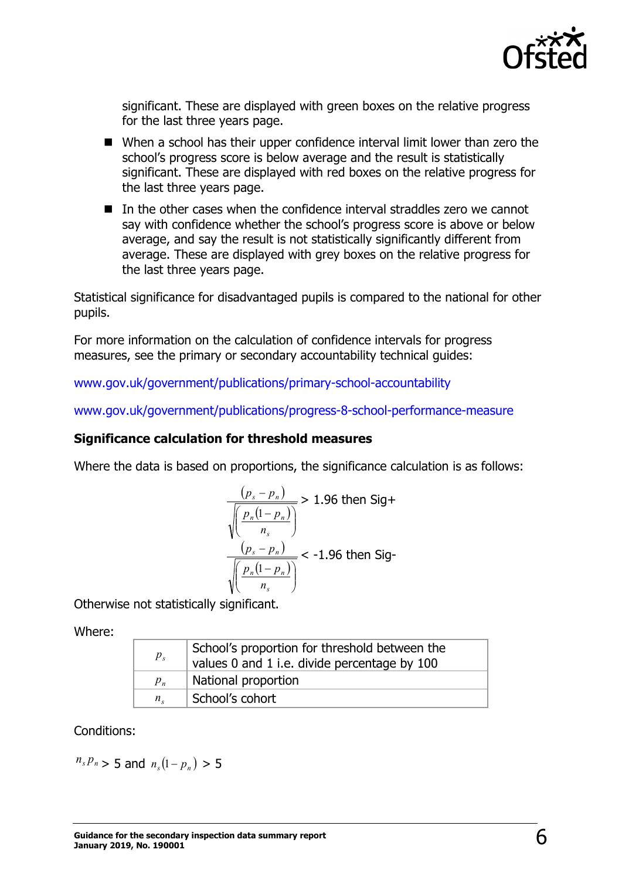significant. These are displayed with green boxes on the relative progress for the last three years page.

- When a school has their upper confidence interval limit lower than zero the school's progress score is below average and the result is statistically significant. These are displayed with red boxes on the relative progress for the last three years page.
- In the other cases when the confidence interval straddles zero we cannot say with confidence whether the school's progress score is above or below average, and say the result is not statistically significantly different from average. These are displayed with grey boxes on the relative progress for the last three years page.

Statistical significance for disadvantaged pupils is compared to the national for other pupils.

For more information on the calculation of confidence intervals for progress measures, see the primary or secondary accountability technical guides:

www.gov.uk/government/publications/primary-school-accountability

www.gov.uk/government/publications/progress-8-school-performance-measure

**Significance calculation for threshold measures**

Where the data is based on proportions, the significance calculation is as follows:

$$\frac{(p_s - p_n)}{\sqrt{\left(\frac{p_n(1-p_n)}{n_s}\right)}} > 1.96 \text{ then Sig+}$$

$$\frac{(p_s - p_n)}{\sqrt{\left(\frac{p_n(1-p_n)}{n_s}\right)}} < -1.96 \text{ then Sig-}$$

Otherwise not statistically significant.

Where:

| | |
|---|---|
| $p_s$ | School's proportion for threshold between the values 0 and 1 i.e. divide percentage by 100 |
| $p_n$ | National proportion |
| $n_s$ | School's cohort |

Conditions:

$n_s p_n > 5$ and $n_s(1-p_n) > 5$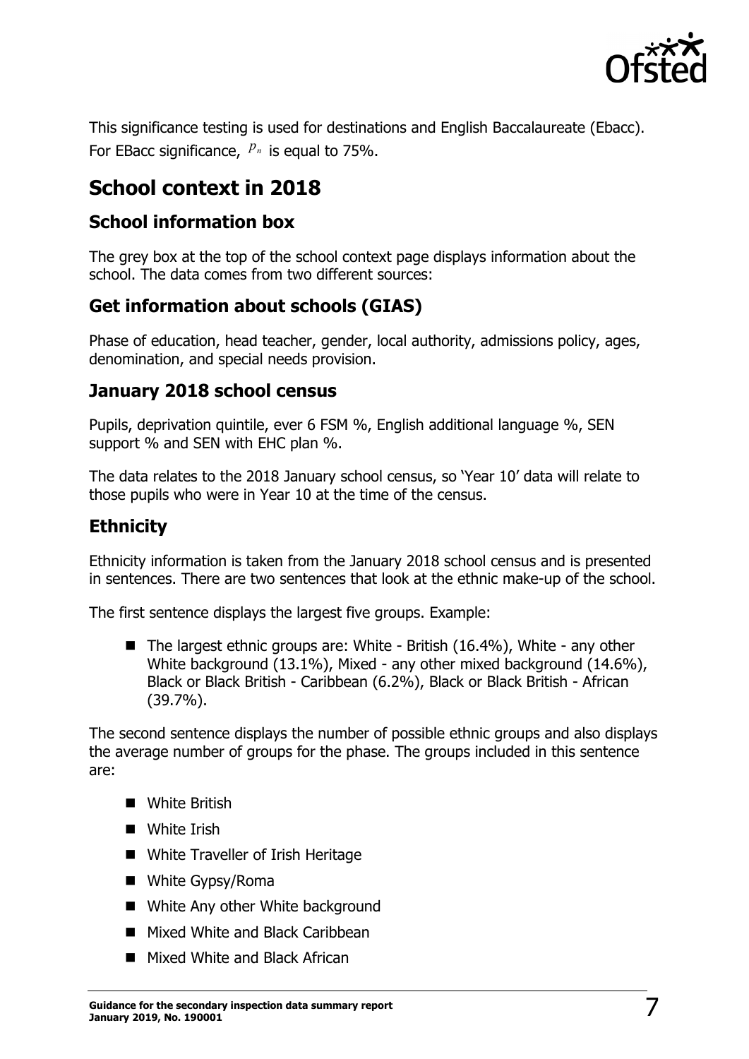This significance testing is used for destinations and English Baccalaureate (Ebacc). For EBacc significance, $p_n$ is equal to 75%.

## School context in 2018

### School information box

The grey box at the top of the school context page displays information about the school. The data comes from two different sources:

### Get information about schools (GIAS)

Phase of education, head teacher, gender, local authority, admissions policy, ages, denomination, and special needs provision.

### January 2018 school census

Pupils, deprivation quintile, ever 6 FSM %, English additional language %, SEN support % and SEN with EHC plan %.

The data relates to the 2018 January school census, so 'Year 10' data will relate to those pupils who were in Year 10 at the time of the census.

### Ethnicity

Ethnicity information is taken from the January 2018 school census and is presented in sentences. There are two sentences that look at the ethnic make-up of the school.

The first sentence displays the largest five groups. Example:

- The largest ethnic groups are: White - British (16.4%), White - any other White background (13.1%), Mixed - any other mixed background (14.6%), Black or Black British - Caribbean (6.2%), Black or Black British - African (39.7%).

The second sentence displays the number of possible ethnic groups and also displays the average number of groups for the phase. The groups included in this sentence are:

- White British
- White Irish
- White Traveller of Irish Heritage
- White Gypsy/Roma
- White Any other White background
- Mixed White and Black Caribbean
- Mixed White and Black African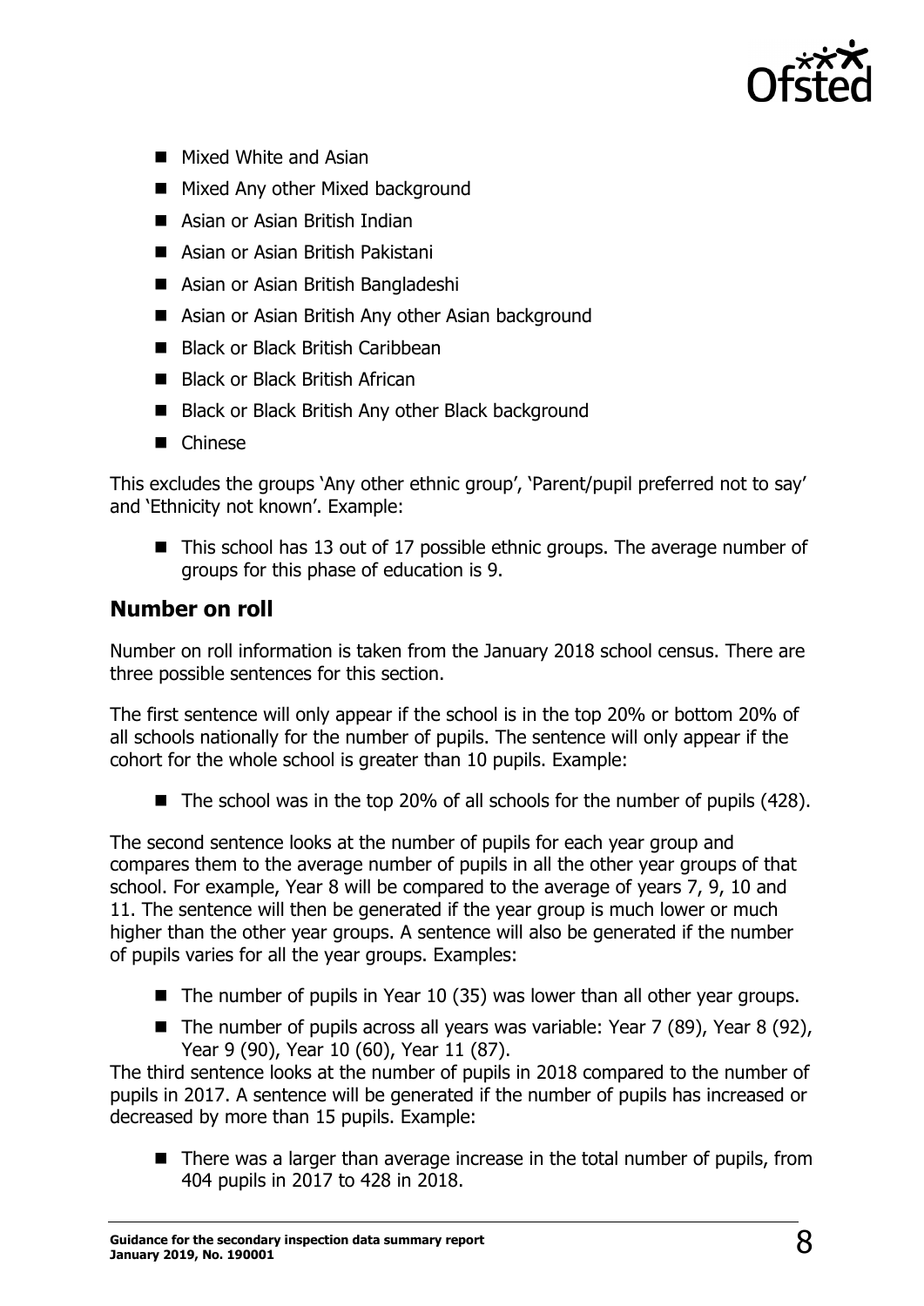- Mixed White and Asian
- Mixed Any other Mixed background
- Asian or Asian British Indian
- Asian or Asian British Pakistani
- Asian or Asian British Bangladeshi
- Asian or Asian British Any other Asian background
- Black or Black British Caribbean
- Black or Black British African
- Black or Black British Any other Black background
- Chinese

This excludes the groups 'Any other ethnic group', 'Parent/pupil preferred not to say' and 'Ethnicity not known'. Example:

- This school has 13 out of 17 possible ethnic groups. The average number of groups for this phase of education is 9.

## Number on roll

Number on roll information is taken from the January 2018 school census. There are three possible sentences for this section.

The first sentence will only appear if the school is in the top 20% or bottom 20% of all schools nationally for the number of pupils. The sentence will only appear if the cohort for the whole school is greater than 10 pupils. Example:

- The school was in the top 20% of all schools for the number of pupils (428).

The second sentence looks at the number of pupils for each year group and compares them to the average number of pupils in all the other year groups of that school. For example, Year 8 will be compared to the average of years 7, 9, 10 and 11. The sentence will then be generated if the year group is much lower or much higher than the other year groups. A sentence will also be generated if the number of pupils varies for all the year groups. Examples:

- The number of pupils in Year 10 (35) was lower than all other year groups.
- The number of pupils across all years was variable: Year 7 (89), Year 8 (92), Year 9 (90), Year 10 (60), Year 11 (87).

The third sentence looks at the number of pupils in 2018 compared to the number of pupils in 2017. A sentence will be generated if the number of pupils has increased or decreased by more than 15 pupils. Example:

- There was a larger than average increase in the total number of pupils, from 404 pupils in 2017 to 428 in 2018.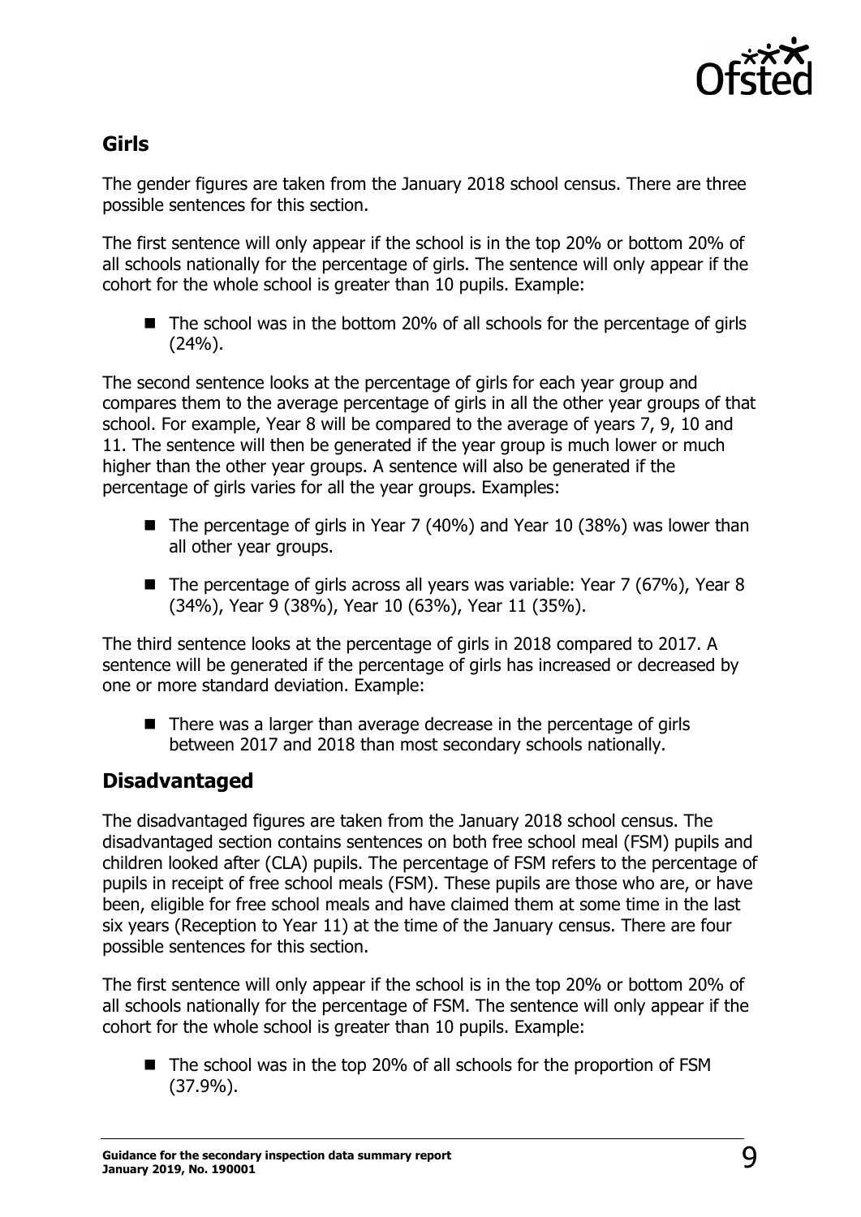## Girls

The gender figures are taken from the January 2018 school census. There are three possible sentences for this section.

The first sentence will only appear if the school is in the top 20% or bottom 20% of all schools nationally for the percentage of girls. The sentence will only appear if the cohort for the whole school is greater than 10 pupils. Example:

- The school was in the bottom 20% of all schools for the percentage of girls (24%).

The second sentence looks at the percentage of girls for each year group and compares them to the average percentage of girls in all the other year groups of that school. For example, Year 8 will be compared to the average of years 7, 9, 10 and 11. The sentence will then be generated if the year group is much lower or much higher than the other year groups. A sentence will also be generated if the percentage of girls varies for all the year groups. Examples:

- The percentage of girls in Year 7 (40%) and Year 10 (38%) was lower than all other year groups.
- The percentage of girls across all years was variable: Year 7 (67%), Year 8 (34%), Year 9 (38%), Year 10 (63%), Year 11 (35%).

The third sentence looks at the percentage of girls in 2018 compared to 2017. A sentence will be generated if the percentage of girls has increased or decreased by one or more standard deviation. Example:

- There was a larger than average decrease in the percentage of girls between 2017 and 2018 than most secondary schools nationally.

## Disadvantaged

The disadvantaged figures are taken from the January 2018 school census. The disadvantaged section contains sentences on both free school meal (FSM) pupils and children looked after (CLA) pupils. The percentage of FSM refers to the percentage of pupils in receipt of free school meals (FSM). These pupils are those who are, or have been, eligible for free school meals and have claimed them at some time in the last six years (Reception to Year 11) at the time of the January census. There are four possible sentences for this section.

The first sentence will only appear if the school is in the top 20% or bottom 20% of all schools nationally for the percentage of FSM. The sentence will only appear if the cohort for the whole school is greater than 10 pupils. Example:

- The school was in the top 20% of all schools for the proportion of FSM (37.9%).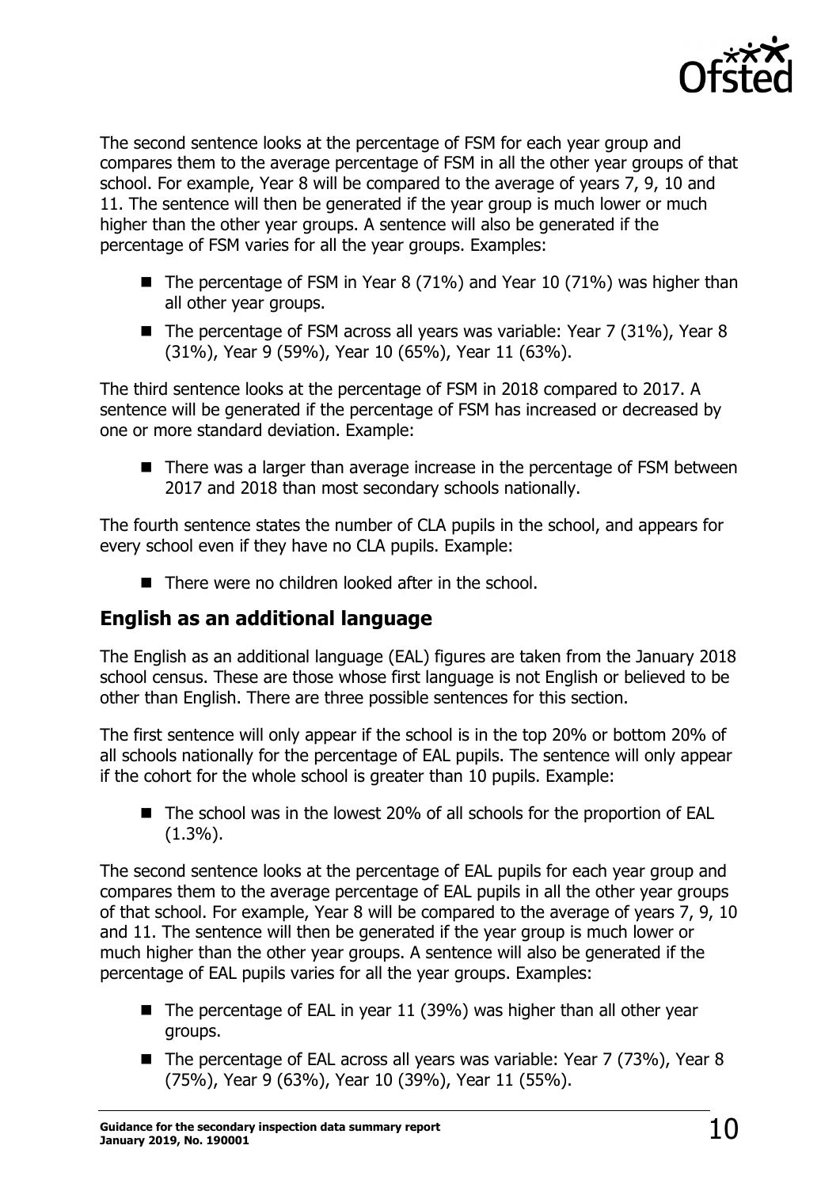The second sentence looks at the percentage of FSM for each year group and compares them to the average percentage of FSM in all the other year groups of that school. For example, Year 8 will be compared to the average of years 7, 9, 10 and 11. The sentence will then be generated if the year group is much lower or much higher than the other year groups. A sentence will also be generated if the percentage of FSM varies for all the year groups. Examples:

- The percentage of FSM in Year 8 (71%) and Year 10 (71%) was higher than all other year groups.
- The percentage of FSM across all years was variable: Year 7 (31%), Year 8 (31%), Year 9 (59%), Year 10 (65%), Year 11 (63%).

The third sentence looks at the percentage of FSM in 2018 compared to 2017. A sentence will be generated if the percentage of FSM has increased or decreased by one or more standard deviation. Example:

- There was a larger than average increase in the percentage of FSM between 2017 and 2018 than most secondary schools nationally.

The fourth sentence states the number of CLA pupils in the school, and appears for every school even if they have no CLA pupils. Example:

- There were no children looked after in the school.

## English as an additional language

The English as an additional language (EAL) figures are taken from the January 2018 school census. These are those whose first language is not English or believed to be other than English. There are three possible sentences for this section.

The first sentence will only appear if the school is in the top 20% or bottom 20% of all schools nationally for the percentage of EAL pupils. The sentence will only appear if the cohort for the whole school is greater than 10 pupils. Example:

- The school was in the lowest 20% of all schools for the proportion of EAL (1.3%).

The second sentence looks at the percentage of EAL pupils for each year group and compares them to the average percentage of EAL pupils in all the other year groups of that school. For example, Year 8 will be compared to the average of years 7, 9, 10 and 11. The sentence will then be generated if the year group is much lower or much higher than the other year groups. A sentence will also be generated if the percentage of EAL pupils varies for all the year groups. Examples:

- The percentage of EAL in year 11 (39%) was higher than all other year groups.
- The percentage of EAL across all years was variable: Year 7 (73%), Year 8 (75%), Year 9 (63%), Year 10 (39%), Year 11 (55%).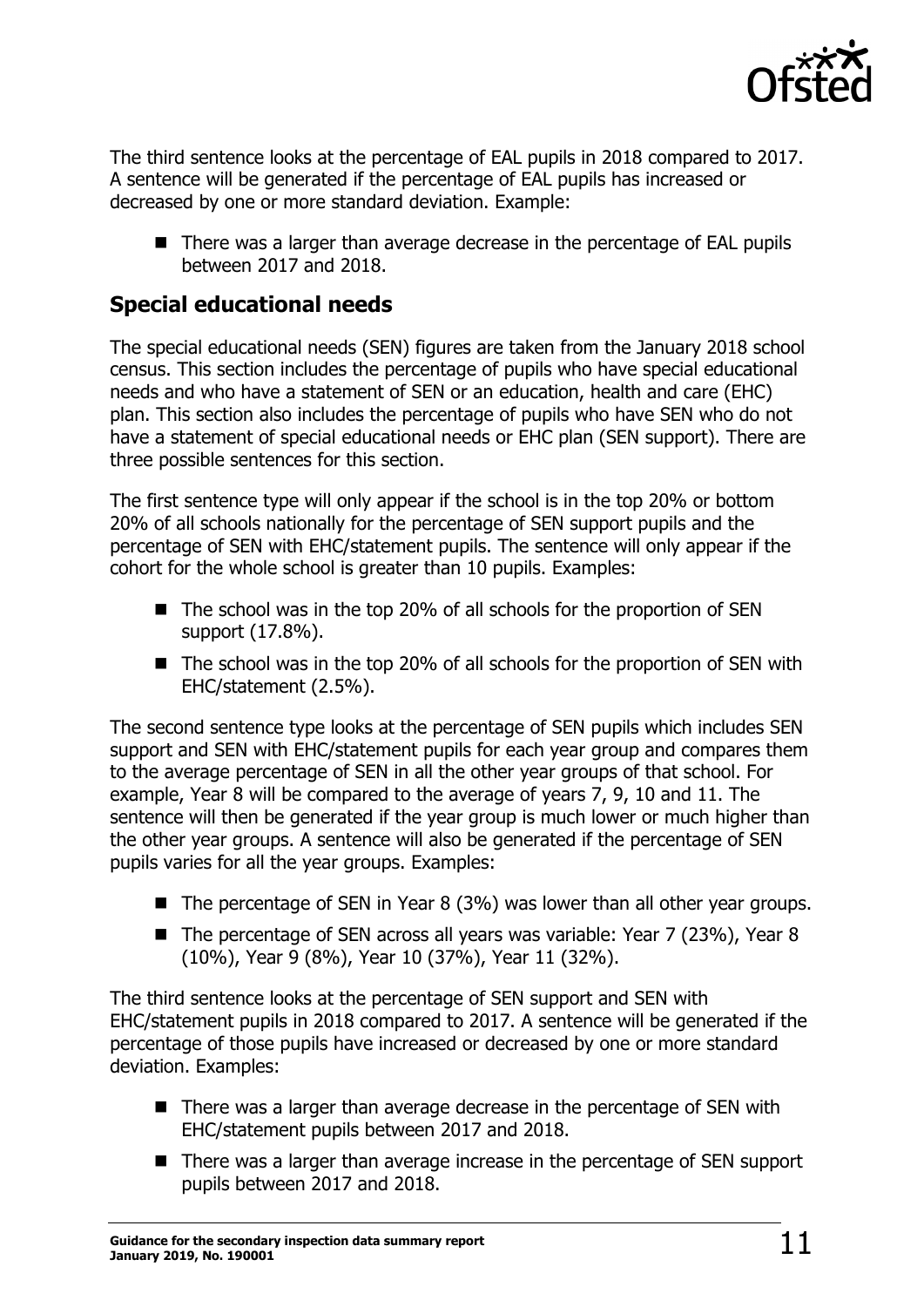The third sentence looks at the percentage of EAL pupils in 2018 compared to 2017. A sentence will be generated if the percentage of EAL pupils has increased or decreased by one or more standard deviation. Example:

- There was a larger than average decrease in the percentage of EAL pupils between 2017 and 2018.

## Special educational needs

The special educational needs (SEN) figures are taken from the January 2018 school census. This section includes the percentage of pupils who have special educational needs and who have a statement of SEN or an education, health and care (EHC) plan. This section also includes the percentage of pupils who have SEN who do not have a statement of special educational needs or EHC plan (SEN support). There are three possible sentences for this section.

The first sentence type will only appear if the school is in the top 20% or bottom 20% of all schools nationally for the percentage of SEN support pupils and the percentage of SEN with EHC/statement pupils. The sentence will only appear if the cohort for the whole school is greater than 10 pupils. Examples:

- The school was in the top 20% of all schools for the proportion of SEN support (17.8%).
- The school was in the top 20% of all schools for the proportion of SEN with EHC/statement (2.5%).

The second sentence type looks at the percentage of SEN pupils which includes SEN support and SEN with EHC/statement pupils for each year group and compares them to the average percentage of SEN in all the other year groups of that school. For example, Year 8 will be compared to the average of years 7, 9, 10 and 11. The sentence will then be generated if the year group is much lower or much higher than the other year groups. A sentence will also be generated if the percentage of SEN pupils varies for all the year groups. Examples:

- The percentage of SEN in Year 8 (3%) was lower than all other year groups.
- The percentage of SEN across all years was variable: Year 7 (23%), Year 8 (10%), Year 9 (8%), Year 10 (37%), Year 11 (32%).

The third sentence looks at the percentage of SEN support and SEN with EHC/statement pupils in 2018 compared to 2017. A sentence will be generated if the percentage of those pupils have increased or decreased by one or more standard deviation. Examples:

- There was a larger than average decrease in the percentage of SEN with EHC/statement pupils between 2017 and 2018.
- There was a larger than average increase in the percentage of SEN support pupils between 2017 and 2018.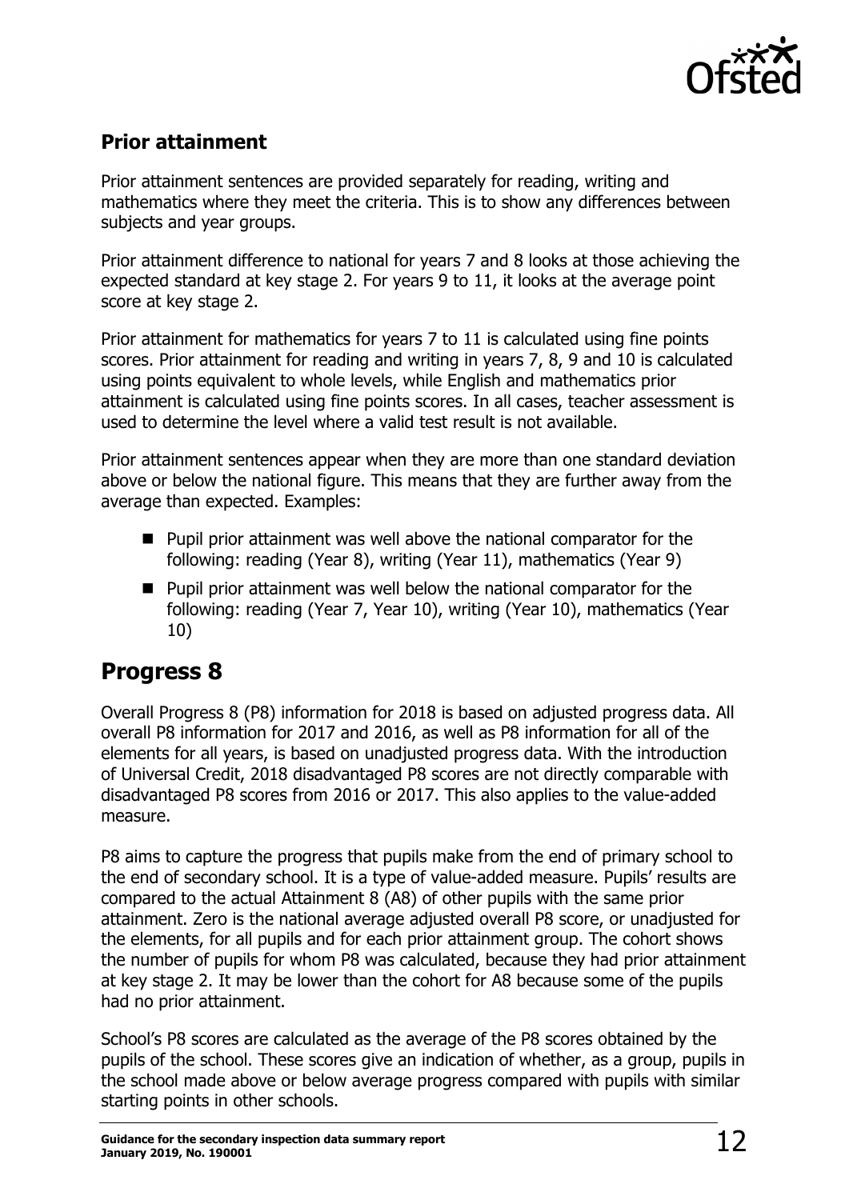### Prior attainment

Prior attainment sentences are provided separately for reading, writing and mathematics where they meet the criteria. This is to show any differences between subjects and year groups.

Prior attainment difference to national for years 7 and 8 looks at those achieving the expected standard at key stage 2. For years 9 to 11, it looks at the average point score at key stage 2.

Prior attainment for mathematics for years 7 to 11 is calculated using fine points scores. Prior attainment for reading and writing in years 7, 8, 9 and 10 is calculated using points equivalent to whole levels, while English and mathematics prior attainment is calculated using fine points scores. In all cases, teacher assessment is used to determine the level where a valid test result is not available.

Prior attainment sentences appear when they are more than one standard deviation above or below the national figure. This means that they are further away from the average than expected. Examples:

- Pupil prior attainment was well above the national comparator for the following: reading (Year 8), writing (Year 11), mathematics (Year 9)
- Pupil prior attainment was well below the national comparator for the following: reading (Year 7, Year 10), writing (Year 10), mathematics (Year 10)

## Progress 8

Overall Progress 8 (P8) information for 2018 is based on adjusted progress data. All overall P8 information for 2017 and 2016, as well as P8 information for all of the elements for all years, is based on unadjusted progress data. With the introduction of Universal Credit, 2018 disadvantaged P8 scores are not directly comparable with disadvantaged P8 scores from 2016 or 2017. This also applies to the value-added measure.

P8 aims to capture the progress that pupils make from the end of primary school to the end of secondary school. It is a type of value-added measure. Pupils' results are compared to the actual Attainment 8 (A8) of other pupils with the same prior attainment. Zero is the national average adjusted overall P8 score, or unadjusted for the elements, for all pupils and for each prior attainment group. The cohort shows the number of pupils for whom P8 was calculated, because they had prior attainment at key stage 2. It may be lower than the cohort for A8 because some of the pupils had no prior attainment.

School's P8 scores are calculated as the average of the P8 scores obtained by the pupils of the school. These scores give an indication of whether, as a group, pupils in the school made above or below average progress compared with pupils with similar starting points in other schools.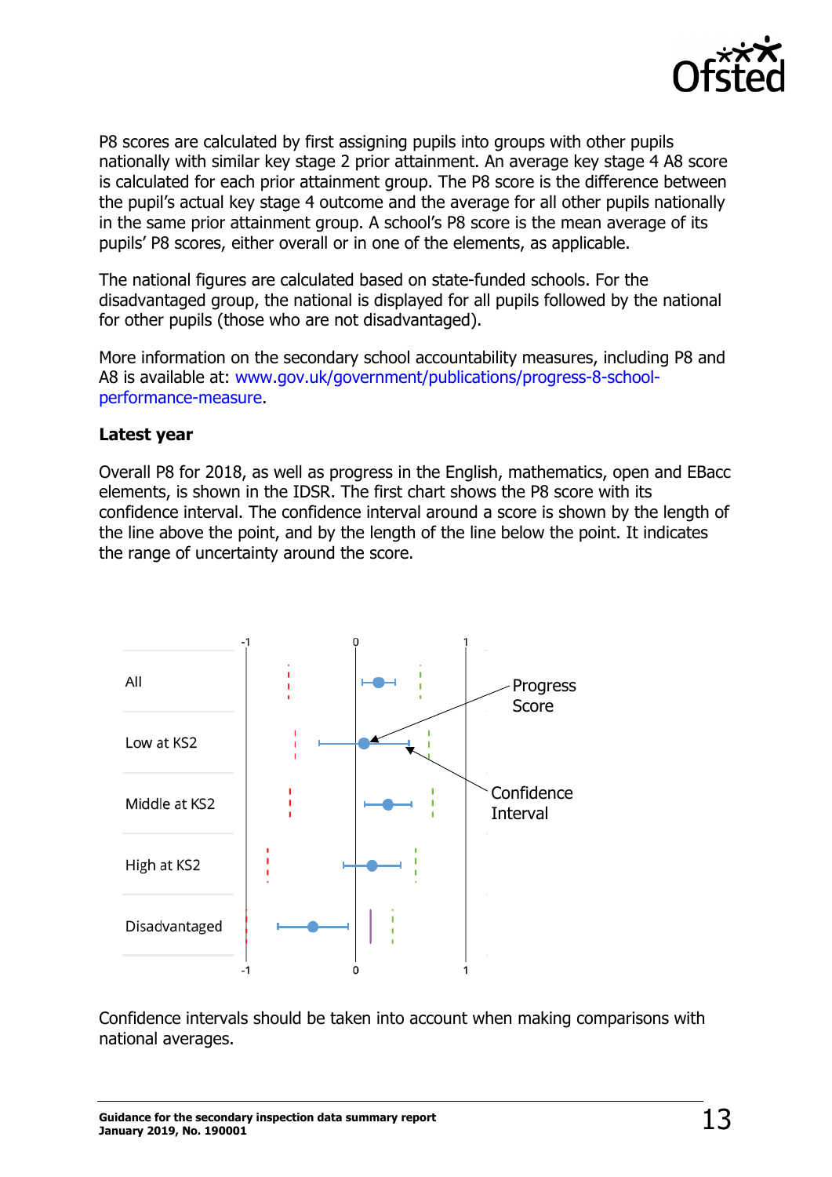P8 scores are calculated by first assigning pupils into groups with other pupils nationally with similar key stage 2 prior attainment. An average key stage 4 A8 score is calculated for each prior attainment group. The P8 score is the difference between the pupil's actual key stage 4 outcome and the average for all other pupils nationally in the same prior attainment group. A school's P8 score is the mean average of its pupils' P8 scores, either overall or in one of the elements, as applicable.

The national figures are calculated based on state-funded schools. For the disadvantaged group, the national is displayed for all pupils followed by the national for other pupils (those who are not disadvantaged).

More information on the secondary school accountability measures, including P8 and A8 is available at: www.gov.uk/government/publications/progress-8-school-performance-measure.

**Latest year**

Overall P8 for 2018, as well as progress in the English, mathematics, open and EBacc elements, is shown in the IDSR. The first chart shows the P8 score with its confidence interval. The confidence interval around a score is shown by the length of the line above the point, and by the length of the line below the point. It indicates the range of uncertainty around the score.

-1
0
1

All
Low at KS2
Middle at KS2
High at KS2
Disadvantaged

Progress Score
Confidence Interval

-1
0
1

Confidence intervals should be taken into account when making comparisons with national averages.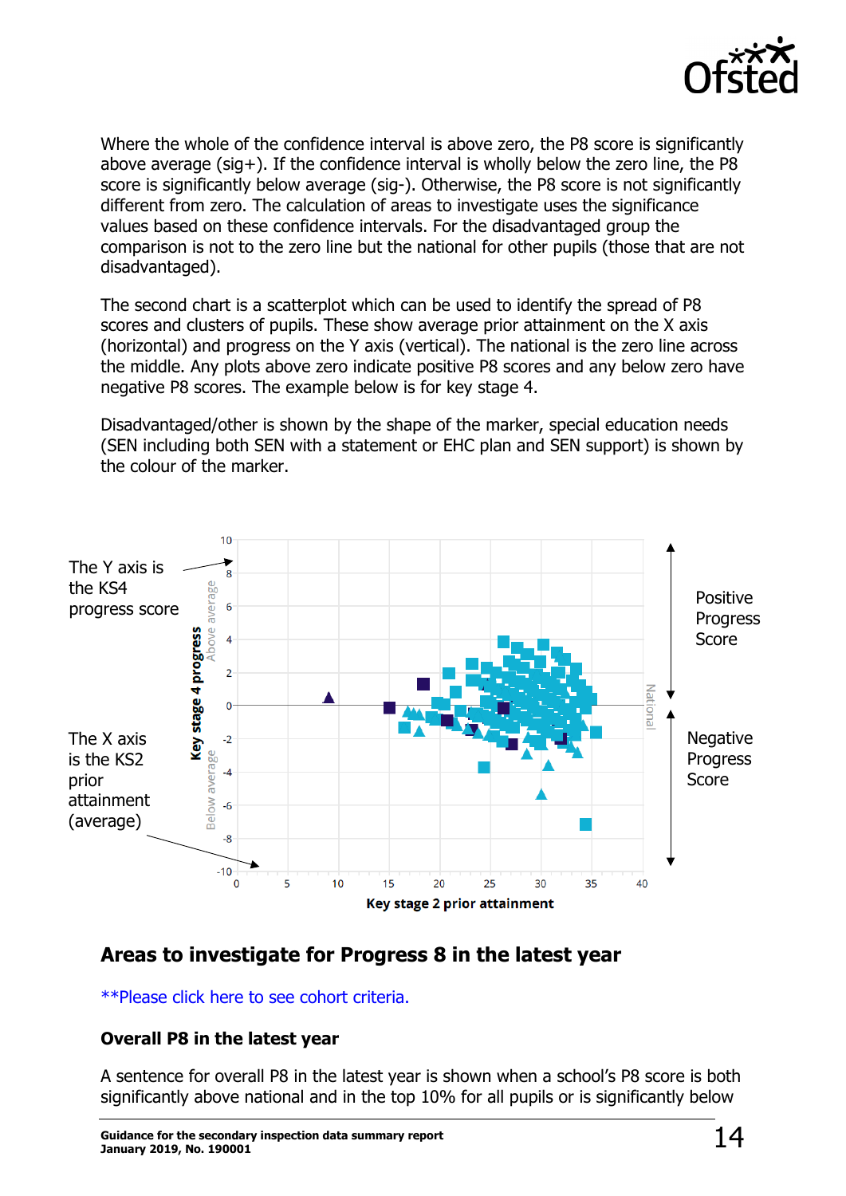Where the whole of the confidence interval is above zero, the P8 score is significantly above average (sig+). If the confidence interval is wholly below the zero line, the P8 score is significantly below average (sig-). Otherwise, the P8 score is not significantly different from zero. The calculation of areas to investigate uses the significance values based on these confidence intervals. For the disadvantaged group the comparison is not to the zero line but the national for other pupils (those that are not disadvantaged).

The second chart is a scatterplot which can be used to identify the spread of P8 scores and clusters of pupils. These show average prior attainment on the X axis (horizontal) and progress on the Y axis (vertical). The national is the zero line across the middle. Any plots above zero indicate positive P8 scores and any below zero have negative P8 scores. The example below is for key stage 4.

Disadvantaged/other is shown by the shape of the marker, special education needs (SEN including both SEN with a statement or EHC plan and SEN support) is shown by the colour of the marker.

The Y axis is the KS4 progress score

The X axis is the KS2 prior attainment (average)

Key stage 4 progress

Above average

Below average

10
8
6
4
2
0
-2
-4
-6
-8
-10

National

0
5
10
15
20
25
30
35
40

Key stage 2 prior attainment

Positive Progress Score

Negative Progress Score

## Areas to investigate for Progress 8 in the latest year

**Please click here to see cohort criteria.

### Overall P8 in the latest year

A sentence for overall P8 in the latest year is shown when a school's P8 score is both significantly above national and in the top 10% for all pupils or is significantly below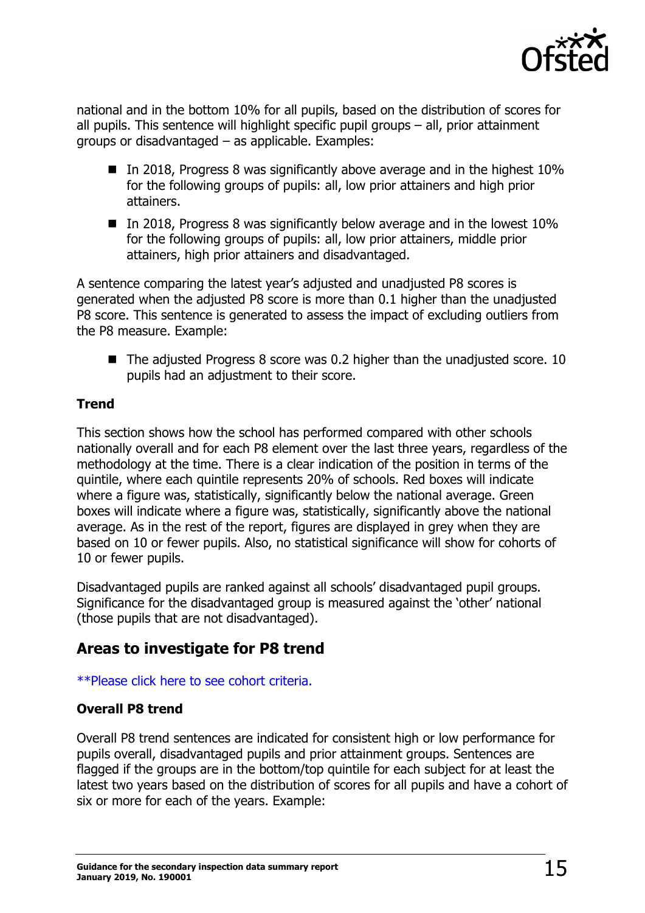national and in the bottom 10% for all pupils, based on the distribution of scores for all pupils. This sentence will highlight specific pupil groups – all, prior attainment groups or disadvantaged – as applicable. Examples:

- In 2018, Progress 8 was significantly above average and in the highest 10% for the following groups of pupils: all, low prior attainers and high prior attainers.
- In 2018, Progress 8 was significantly below average and in the lowest 10% for the following groups of pupils: all, low prior attainers, middle prior attainers, high prior attainers and disadvantaged.

A sentence comparing the latest year's adjusted and unadjusted P8 scores is generated when the adjusted P8 score is more than 0.1 higher than the unadjusted P8 score. This sentence is generated to assess the impact of excluding outliers from the P8 measure. Example:

- The adjusted Progress 8 score was 0.2 higher than the unadjusted score. 10 pupils had an adjustment to their score.

**Trend**

This section shows how the school has performed compared with other schools nationally overall and for each P8 element over the last three years, regardless of the methodology at the time. There is a clear indication of the position in terms of the quintile, where each quintile represents 20% of schools. Red boxes will indicate where a figure was, statistically, significantly below the national average. Green boxes will indicate where a figure was, statistically, significantly above the national average. As in the rest of the report, figures are displayed in grey when they are based on 10 or fewer pupils. Also, no statistical significance will show for cohorts of 10 or fewer pupils.

Disadvantaged pupils are ranked against all schools' disadvantaged pupil groups. Significance for the disadvantaged group is measured against the 'other' national (those pupils that are not disadvantaged).

## Areas to investigate for P8 trend

**Please click here to see cohort criteria.

**Overall P8 trend**

Overall P8 trend sentences are indicated for consistent high or low performance for pupils overall, disadvantaged pupils and prior attainment groups. Sentences are flagged if the groups are in the bottom/top quintile for each subject for at least the latest two years based on the distribution of scores for all pupils and have a cohort of six or more for each of the years. Example: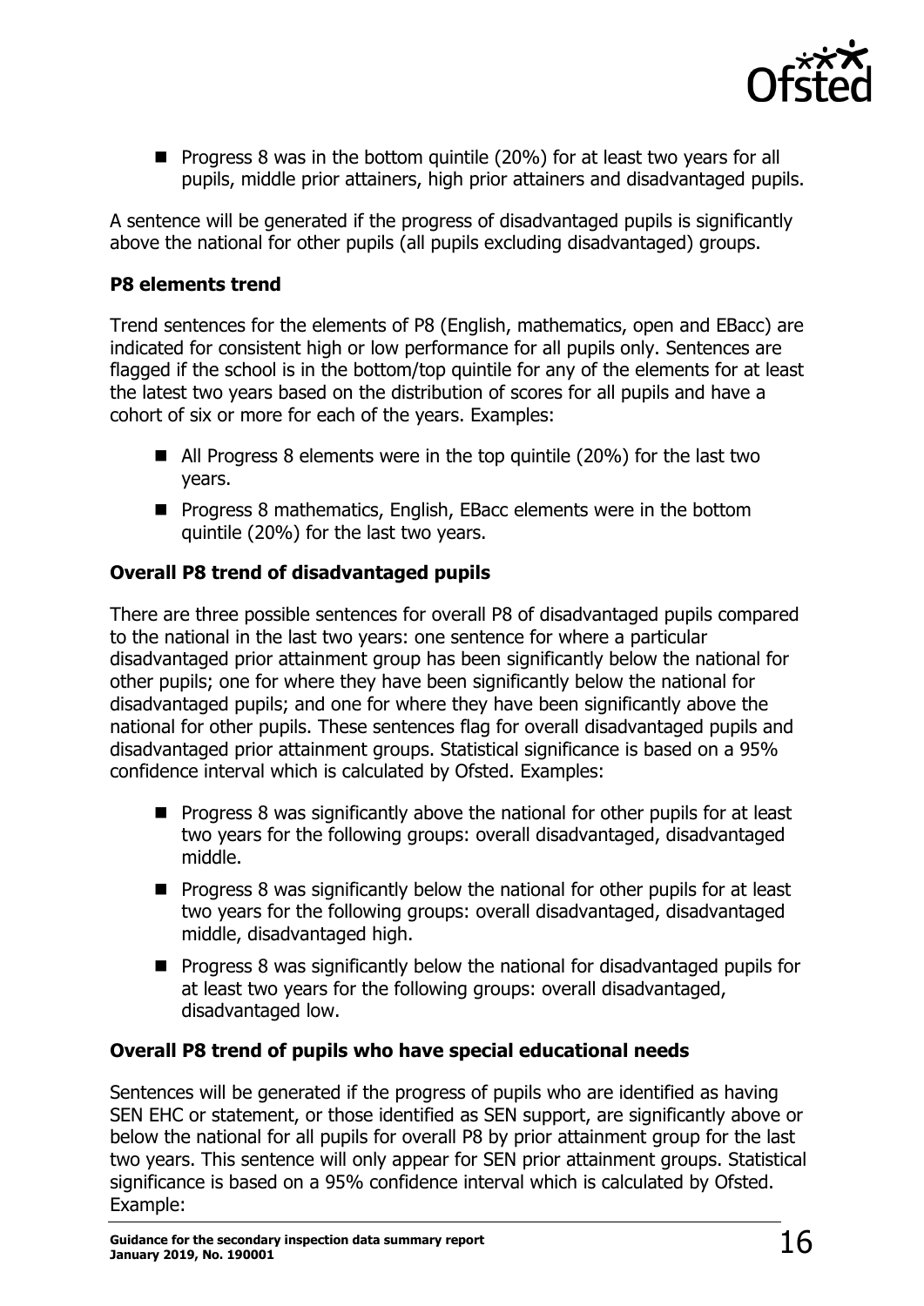- Progress 8 was in the bottom quintile (20%) for at least two years for all pupils, middle prior attainers, high prior attainers and disadvantaged pupils.

A sentence will be generated if the progress of disadvantaged pupils is significantly above the national for other pupils (all pupils excluding disadvantaged) groups.

**P8 elements trend**

Trend sentences for the elements of P8 (English, mathematics, open and EBacc) are indicated for consistent high or low performance for all pupils only. Sentences are flagged if the school is in the bottom/top quintile for any of the elements for at least the latest two years based on the distribution of scores for all pupils and have a cohort of six or more for each of the years. Examples:

- All Progress 8 elements were in the top quintile (20%) for the last two years.
- Progress 8 mathematics, English, EBacc elements were in the bottom quintile (20%) for the last two years.

**Overall P8 trend of disadvantaged pupils**

There are three possible sentences for overall P8 of disadvantaged pupils compared to the national in the last two years: one sentence for where a particular disadvantaged prior attainment group has been significantly below the national for other pupils; one for where they have been significantly below the national for disadvantaged pupils; and one for where they have been significantly above the national for other pupils. These sentences flag for overall disadvantaged pupils and disadvantaged prior attainment groups. Statistical significance is based on a 95% confidence interval which is calculated by Ofsted. Examples:

- Progress 8 was significantly above the national for other pupils for at least two years for the following groups: overall disadvantaged, disadvantaged middle.
- Progress 8 was significantly below the national for other pupils for at least two years for the following groups: overall disadvantaged, disadvantaged middle, disadvantaged high.
- Progress 8 was significantly below the national for disadvantaged pupils for at least two years for the following groups: overall disadvantaged, disadvantaged low.

**Overall P8 trend of pupils who have special educational needs**

Sentences will be generated if the progress of pupils who are identified as having SEN EHC or statement, or those identified as SEN support, are significantly above or below the national for all pupils for overall P8 by prior attainment group for the last two years. This sentence will only appear for SEN prior attainment groups. Statistical significance is based on a 95% confidence interval which is calculated by Ofsted. Example: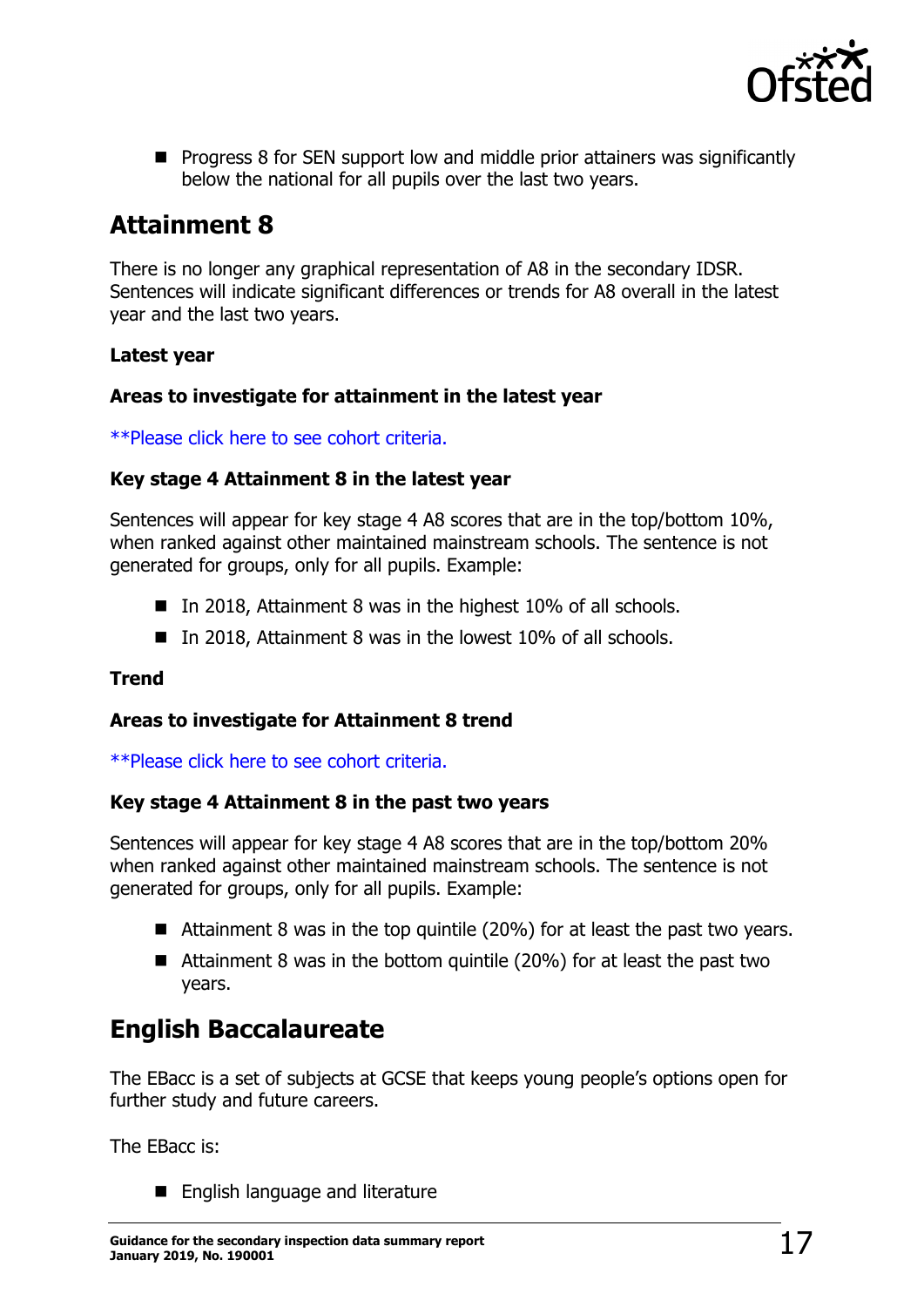- Progress 8 for SEN support low and middle prior attainers was significantly below the national for all pupils over the last two years.

## Attainment 8

There is no longer any graphical representation of A8 in the secondary IDSR. Sentences will indicate significant differences or trends for A8 overall in the latest year and the last two years.

**Latest year**

**Areas to investigate for attainment in the latest year**

**Please click here to see cohort criteria.

**Key stage 4 Attainment 8 in the latest year**

Sentences will appear for key stage 4 A8 scores that are in the top/bottom 10%, when ranked against other maintained mainstream schools. The sentence is not generated for groups, only for all pupils. Example:

- In 2018, Attainment 8 was in the highest 10% of all schools.
- In 2018, Attainment 8 was in the lowest 10% of all schools.

**Trend**

**Areas to investigate for Attainment 8 trend**

**Please click here to see cohort criteria.

**Key stage 4 Attainment 8 in the past two years**

Sentences will appear for key stage 4 A8 scores that are in the top/bottom 20% when ranked against other maintained mainstream schools. The sentence is not generated for groups, only for all pupils. Example:

- Attainment 8 was in the top quintile (20%) for at least the past two years.
- Attainment 8 was in the bottom quintile (20%) for at least the past two years.

## English Baccalaureate

The EBacc is a set of subjects at GCSE that keeps young people's options open for further study and future careers.

The EBacc is:

- English language and literature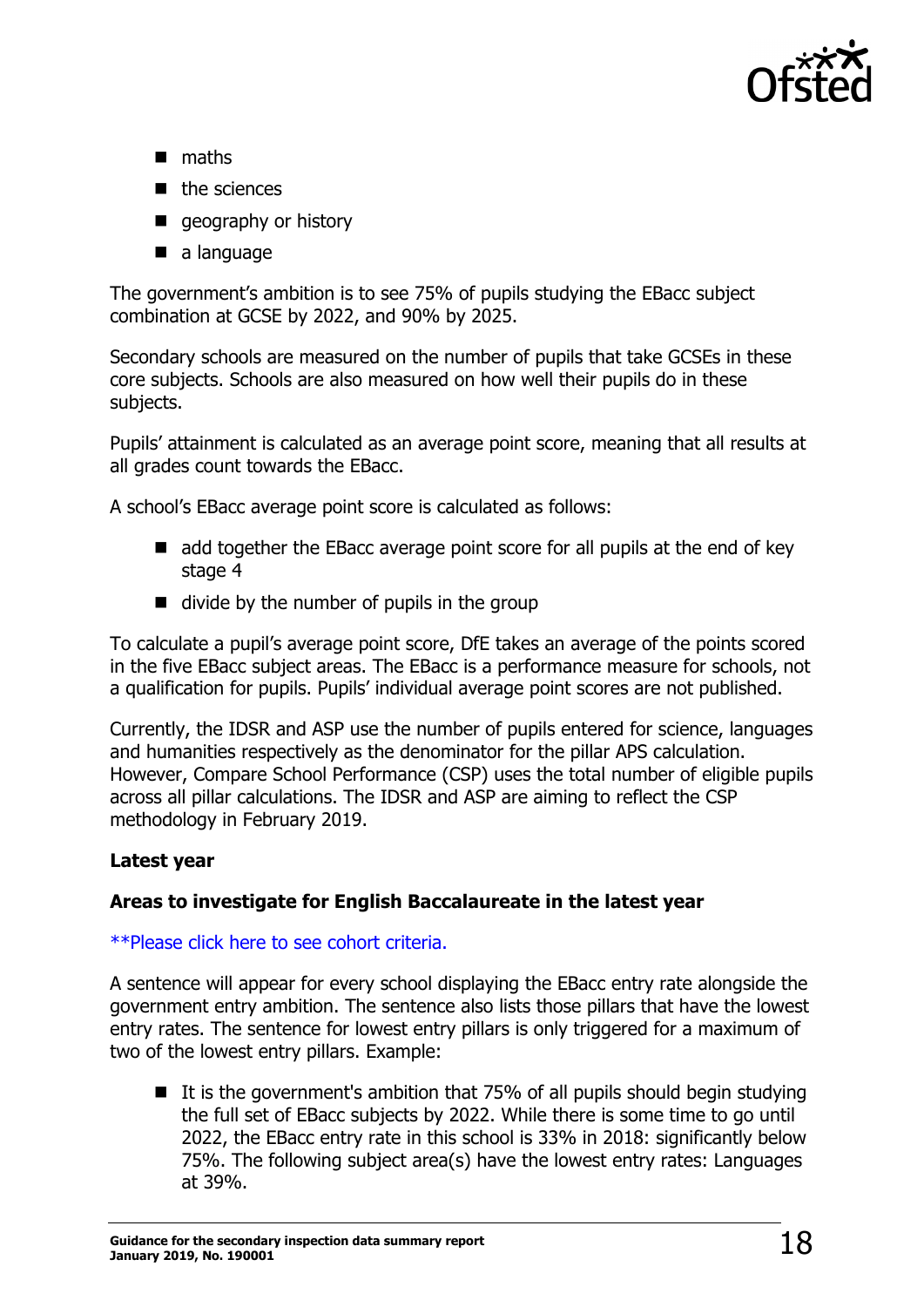- maths
- the sciences
- geography or history
- a language

The government's ambition is to see 75% of pupils studying the EBacc subject combination at GCSE by 2022, and 90% by 2025.

Secondary schools are measured on the number of pupils that take GCSEs in these core subjects. Schools are also measured on how well their pupils do in these subjects.

Pupils' attainment is calculated as an average point score, meaning that all results at all grades count towards the EBacc.

A school's EBacc average point score is calculated as follows:

- add together the EBacc average point score for all pupils at the end of key stage 4
- divide by the number of pupils in the group

To calculate a pupil's average point score, DfE takes an average of the points scored in the five EBacc subject areas. The EBacc is a performance measure for schools, not a qualification for pupils. Pupils' individual average point scores are not published.

Currently, the IDSR and ASP use the number of pupils entered for science, languages and humanities respectively as the denominator for the pillar APS calculation. However, Compare School Performance (CSP) uses the total number of eligible pupils across all pillar calculations. The IDSR and ASP are aiming to reflect the CSP methodology in February 2019.

**Latest year**

**Areas to investigate for English Baccalaureate in the latest year**

**Please click here to see cohort criteria.

A sentence will appear for every school displaying the EBacc entry rate alongside the government entry ambition. The sentence also lists those pillars that have the lowest entry rates. The sentence for lowest entry pillars is only triggered for a maximum of two of the lowest entry pillars. Example:

- It is the government's ambition that 75% of all pupils should begin studying the full set of EBacc subjects by 2022. While there is some time to go until 2022, the EBacc entry rate in this school is 33% in 2018: significantly below 75%. The following subject area(s) have the lowest entry rates: Languages at 39%.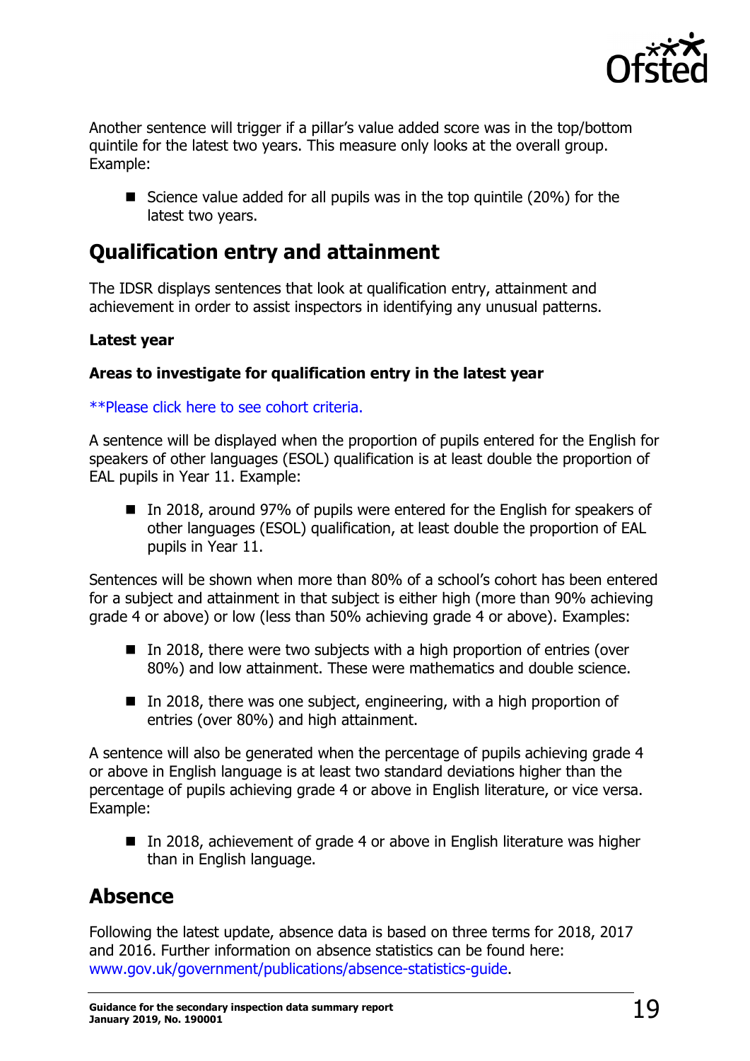Another sentence will trigger if a pillar's value added score was in the top/bottom quintile for the latest two years. This measure only looks at the overall group. Example:

- Science value added for all pupils was in the top quintile (20%) for the latest two years.

## Qualification entry and attainment

The IDSR displays sentences that look at qualification entry, attainment and achievement in order to assist inspectors in identifying any unusual patterns.

**Latest year**

**Areas to investigate for qualification entry in the latest year**

**Please click here to see cohort criteria.

A sentence will be displayed when the proportion of pupils entered for the English for speakers of other languages (ESOL) qualification is at least double the proportion of EAL pupils in Year 11. Example:

- In 2018, around 97% of pupils were entered for the English for speakers of other languages (ESOL) qualification, at least double the proportion of EAL pupils in Year 11.

Sentences will be shown when more than 80% of a school's cohort has been entered for a subject and attainment in that subject is either high (more than 90% achieving grade 4 or above) or low (less than 50% achieving grade 4 or above). Examples:

- In 2018, there were two subjects with a high proportion of entries (over 80%) and low attainment. These were mathematics and double science.
- In 2018, there was one subject, engineering, with a high proportion of entries (over 80%) and high attainment.

A sentence will also be generated when the percentage of pupils achieving grade 4 or above in English language is at least two standard deviations higher than the percentage of pupils achieving grade 4 or above in English literature, or vice versa. Example:

- In 2018, achievement of grade 4 or above in English literature was higher than in English language.

## Absence

Following the latest update, absence data is based on three terms for 2018, 2017 and 2016. Further information on absence statistics can be found here: www.gov.uk/government/publications/absence-statistics-guide.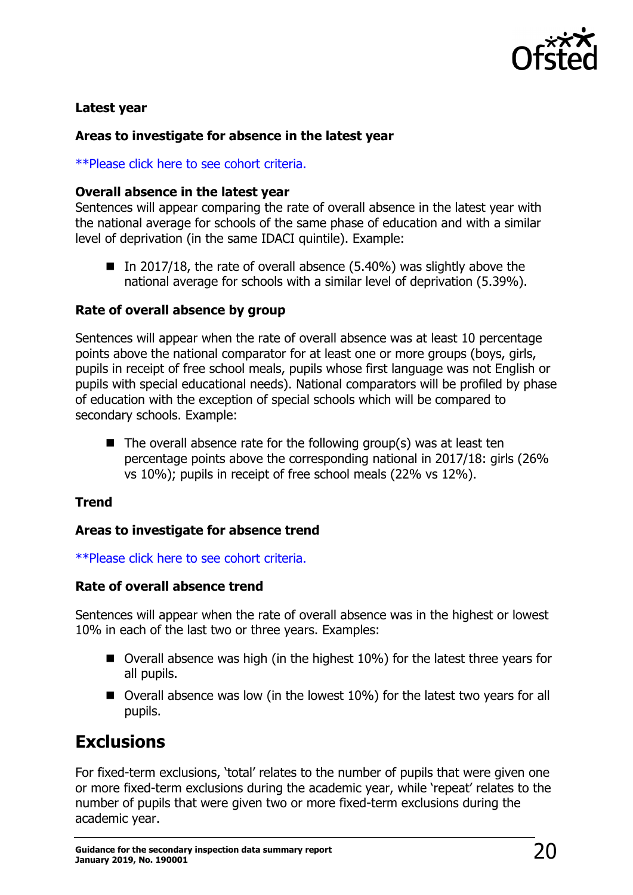**Latest year**

**Areas to investigate for absence in the latest year**

**Please click here to see cohort criteria.

**Overall absence in the latest year**

Sentences will appear comparing the rate of overall absence in the latest year with the national average for schools of the same phase of education and with a similar level of deprivation (in the same IDACI quintile). Example:

- In 2017/18, the rate of overall absence (5.40%) was slightly above the national average for schools with a similar level of deprivation (5.39%).

**Rate of overall absence by group**

Sentences will appear when the rate of overall absence was at least 10 percentage points above the national comparator for at least one or more groups (boys, girls, pupils in receipt of free school meals, pupils whose first language was not English or pupils with special educational needs). National comparators will be profiled by phase of education with the exception of special schools which will be compared to secondary schools. Example:

- The overall absence rate for the following group(s) was at least ten percentage points above the corresponding national in 2017/18: girls (26% vs 10%); pupils in receipt of free school meals (22% vs 12%).

**Trend**

**Areas to investigate for absence trend**

**Please click here to see cohort criteria.

**Rate of overall absence trend**

Sentences will appear when the rate of overall absence was in the highest or lowest 10% in each of the last two or three years. Examples:

- Overall absence was high (in the highest 10%) for the latest three years for all pupils.
- Overall absence was low (in the lowest 10%) for the latest two years for all pupils.

## Exclusions

For fixed-term exclusions, 'total' relates to the number of pupils that were given one or more fixed-term exclusions during the academic year, while 'repeat' relates to the number of pupils that were given two or more fixed-term exclusions during the academic year.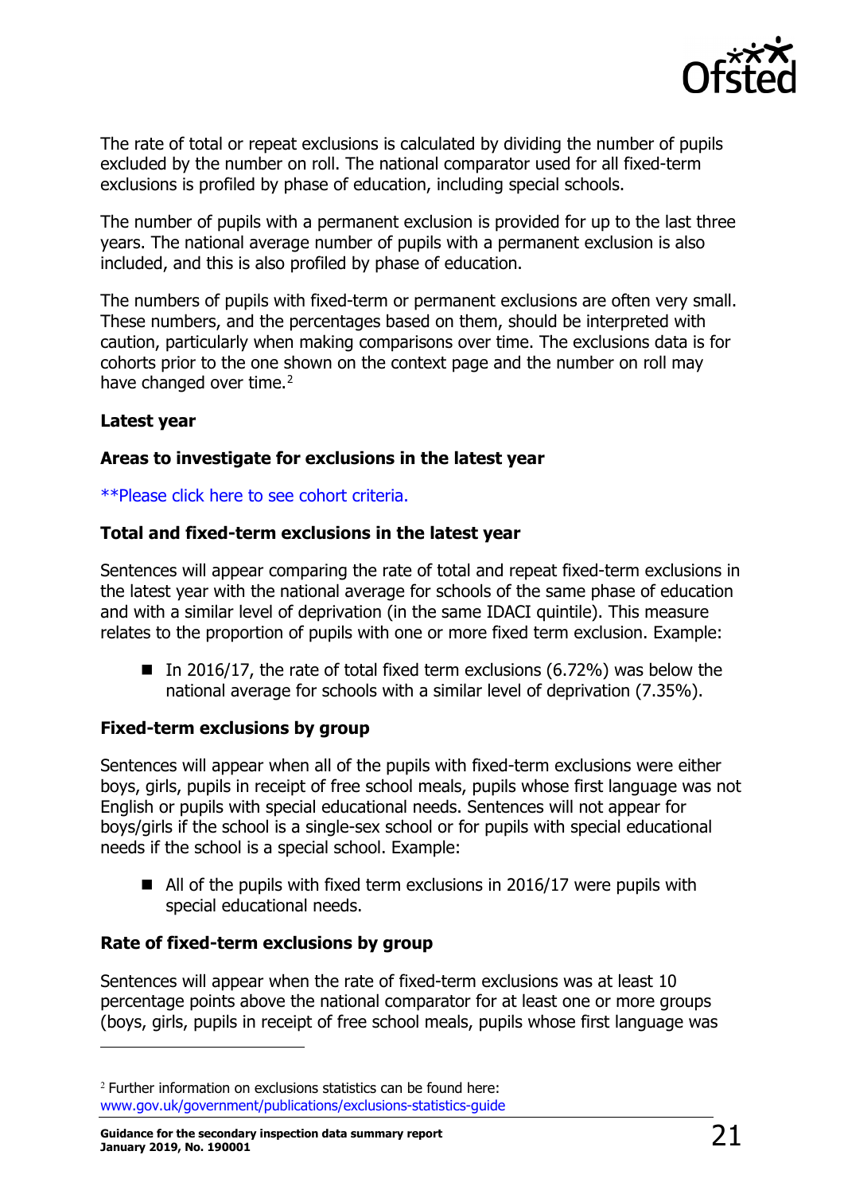The rate of total or repeat exclusions is calculated by dividing the number of pupils excluded by the number on roll. The national comparator used for all fixed-term exclusions is profiled by phase of education, including special schools.

The number of pupils with a permanent exclusion is provided for up to the last three years. The national average number of pupils with a permanent exclusion is also included, and this is also profiled by phase of education.

The numbers of pupils with fixed-term or permanent exclusions are often very small. These numbers, and the percentages based on them, should be interpreted with caution, particularly when making comparisons over time. The exclusions data is for cohorts prior to the one shown on the context page and the number on roll may have changed over time.[2]

**Latest year**

**Areas to investigate for exclusions in the latest year**

**Please click here to see cohort criteria.

**Total and fixed-term exclusions in the latest year**

Sentences will appear comparing the rate of total and repeat fixed-term exclusions in the latest year with the national average for schools of the same phase of education and with a similar level of deprivation (in the same IDACI quintile). This measure relates to the proportion of pupils with one or more fixed term exclusion. Example:

- In 2016/17, the rate of total fixed term exclusions (6.72%) was below the national average for schools with a similar level of deprivation (7.35%).

**Fixed-term exclusions by group**

Sentences will appear when all of the pupils with fixed-term exclusions were either boys, girls, pupils in receipt of free school meals, pupils whose first language was not English or pupils with special educational needs. Sentences will not appear for boys/girls if the school is a single-sex school or for pupils with special educational needs if the school is a special school. Example:

- All of the pupils with fixed term exclusions in 2016/17 were pupils with special educational needs.

**Rate of fixed-term exclusions by group**

Sentences will appear when the rate of fixed-term exclusions was at least 10 percentage points above the national comparator for at least one or more groups (boys, girls, pupils in receipt of free school meals, pupils whose first language was

[2] Further information on exclusions statistics can be found here: www.gov.uk/government/publications/exclusions-statistics-guide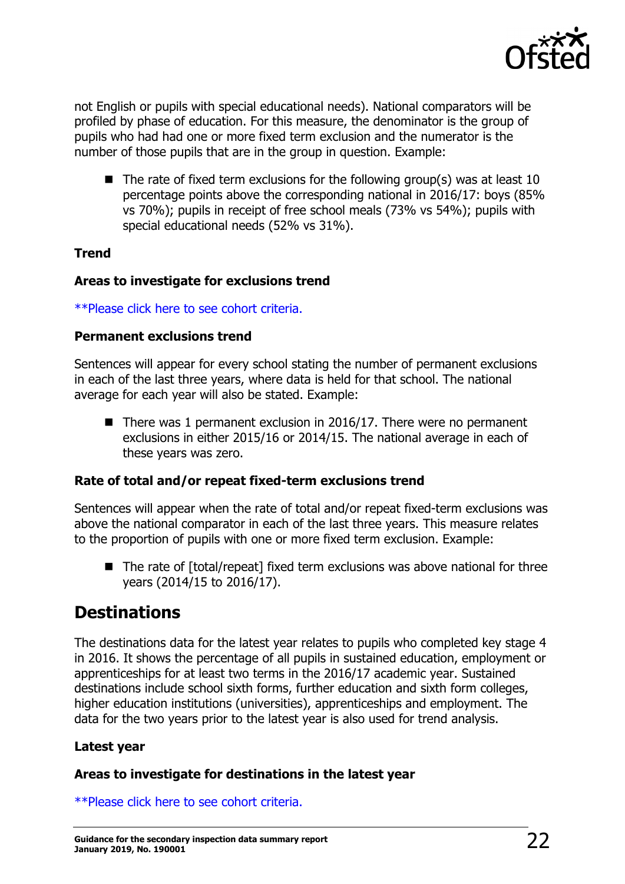not English or pupils with special educational needs). National comparators will be profiled by phase of education. For this measure, the denominator is the group of pupils who had had one or more fixed term exclusion and the numerator is the number of those pupils that are in the group in question. Example:

- The rate of fixed term exclusions for the following group(s) was at least 10 percentage points above the corresponding national in 2016/17: boys (85% vs 70%); pupils in receipt of free school meals (73% vs 54%); pupils with special educational needs (52% vs 31%).

**Trend**

**Areas to investigate for exclusions trend**

**Please click here to see cohort criteria.

**Permanent exclusions trend**

Sentences will appear for every school stating the number of permanent exclusions in each of the last three years, where data is held for that school. The national average for each year will also be stated. Example:

- There was 1 permanent exclusion in 2016/17. There were no permanent exclusions in either 2015/16 or 2014/15. The national average in each of these years was zero.

**Rate of total and/or repeat fixed-term exclusions trend**

Sentences will appear when the rate of total and/or repeat fixed-term exclusions was above the national comparator in each of the last three years. This measure relates to the proportion of pupils with one or more fixed term exclusion. Example:

- The rate of [total/repeat] fixed term exclusions was above national for three years (2014/15 to 2016/17).

## Destinations

The destinations data for the latest year relates to pupils who completed key stage 4 in 2016. It shows the percentage of all pupils in sustained education, employment or apprenticeships for at least two terms in the 2016/17 academic year. Sustained destinations include school sixth forms, further education and sixth form colleges, higher education institutions (universities), apprenticeships and employment. The data for the two years prior to the latest year is also used for trend analysis.

**Latest year**

**Areas to investigate for destinations in the latest year**

**Please click here to see cohort criteria.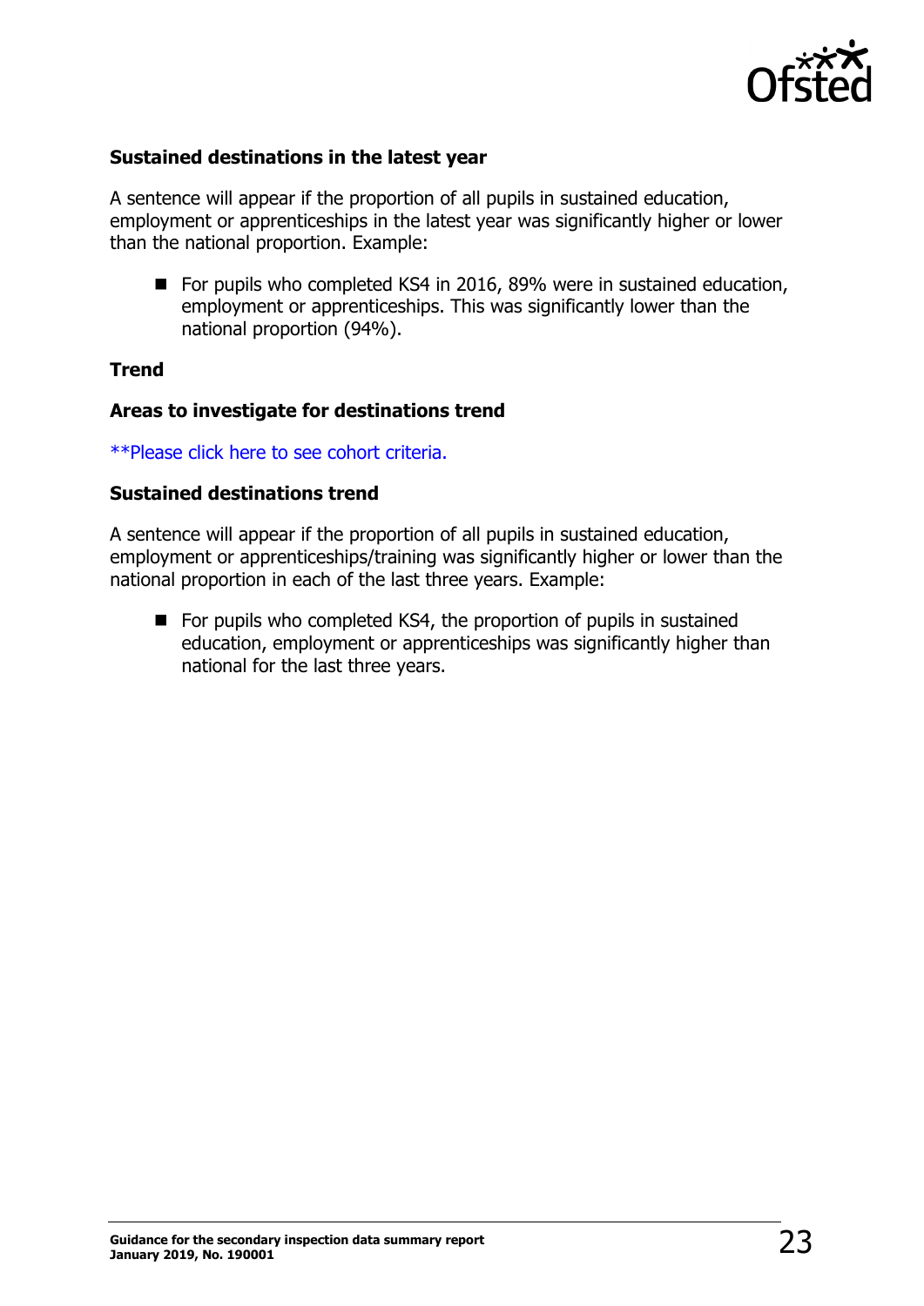### Sustained destinations in the latest year

A sentence will appear if the proportion of all pupils in sustained education, employment or apprenticeships in the latest year was significantly higher or lower than the national proportion. Example:

- For pupils who completed KS4 in 2016, 89% were in sustained education, employment or apprenticeships. This was significantly lower than the national proportion (94%).

### Trend

### Areas to investigate for destinations trend

**Please click here to see cohort criteria.

### Sustained destinations trend

A sentence will appear if the proportion of all pupils in sustained education, employment or apprenticeships/training was significantly higher or lower than the national proportion in each of the last three years. Example:

- For pupils who completed KS4, the proportion of pupils in sustained education, employment or apprenticeships was significantly higher than national for the last three years.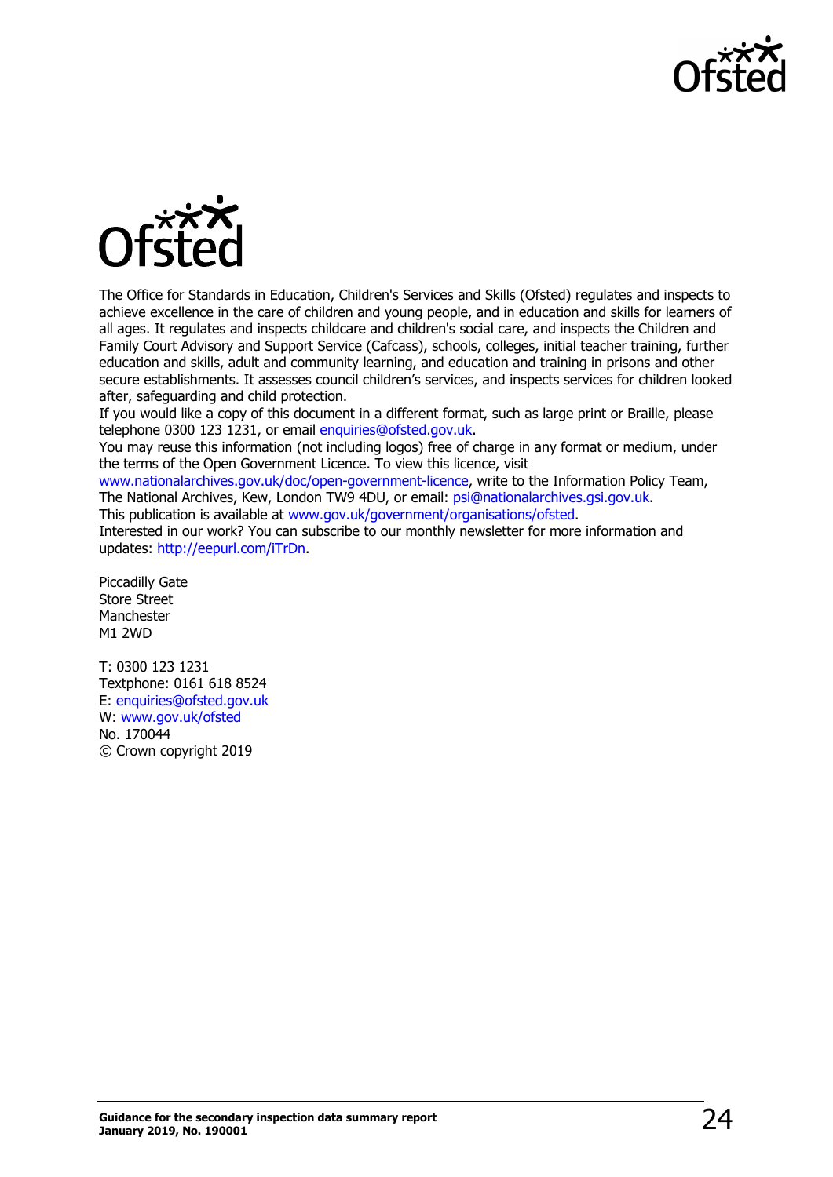The Office for Standards in Education, Children's Services and Skills (Ofsted) regulates and inspects to achieve excellence in the care of children and young people, and in education and skills for learners of all ages. It regulates and inspects childcare and children's social care, and inspects the Children and Family Court Advisory and Support Service (Cafcass), schools, colleges, initial teacher training, further education and skills, adult and community learning, and education and training in prisons and other secure establishments. It assesses council children's services, and inspects services for children looked after, safeguarding and child protection.

If you would like a copy of this document in a different format, such as large print or Braille, please telephone 0300 123 1231, or email enquiries@ofsted.gov.uk.

You may reuse this information (not including logos) free of charge in any format or medium, under the terms of the Open Government Licence. To view this licence, visit www.nationalarchives.gov.uk/doc/open-government-licence, write to the Information Policy Team, The National Archives, Kew, London TW9 4DU, or email: psi@nationalarchives.gsi.gov.uk.

This publication is available at www.gov.uk/government/organisations/ofsted.

Interested in our work? You can subscribe to our monthly newsletter for more information and updates: http://eepurl.com/iTrDn.

Piccadilly Gate
Store Street
Manchester
M1 2WD

T: 0300 123 1231
Textphone: 0161 618 8524
E: enquiries@ofsted.gov.uk
W: www.gov.uk/ofsted
No. 170044
© Crown copyright 2019